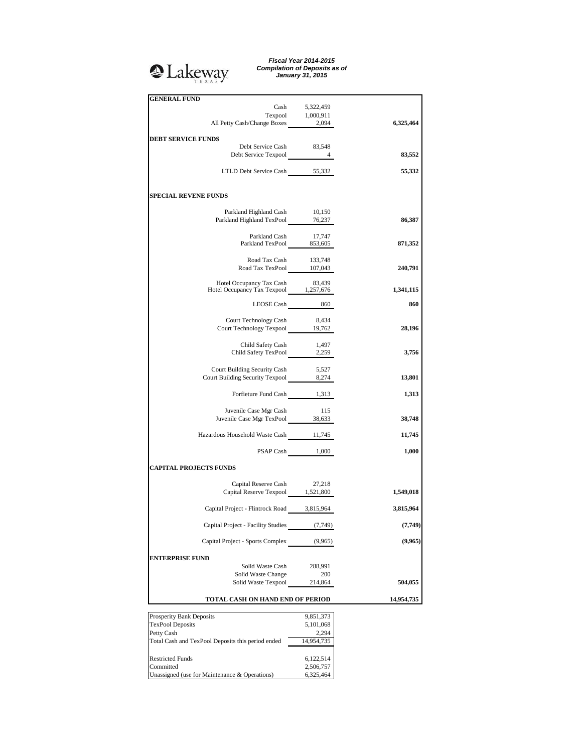Lakeway TEXAS

***Fiscal Year 2014-2015***
***Compilation of Deposits as of January 31, 2015***

| | | |
|---|---|---|
| **GENERAL FUND** | | |
| Cash | 5,322,459 | |
| Texpool | 1,000,911 | |
| All Petty Cash/Change Boxes | 2,094 | **6,325,464** |
| **DEBT SERVICE FUNDS** | | |
| Debt Service Cash | 83,548 | |
| Debt Service Texpool | 4 | **83,552** |
| LTLD Debt Service Cash | 55,332 | **55,332** |
| **SPECIAL REVENE FUNDS** | | |
| Parkland Highland Cash | 10,150 | |
| Parkland Highland TexPool | 76,237 | **86,387** |
| Parkland Cash | 17,747 | |
| Parkland TexPool | 853,605 | **871,352** |
| Road Tax Cash | 133,748 | |
| Road Tax TexPool | 107,043 | **240,791** |
| Hotel Occupancy Tax Cash | 83,439 | |
| Hotel Occupancy Tax Texpool | 1,257,676 | **1,341,115** |
| LEOSE Cash | 860 | **860** |
| Court Technology Cash | 8,434 | |
| Court Technology Texpool | 19,762 | **28,196** |
| Child Safety Cash | 1,497 | |
| Child Safety TexPool | 2,259 | **3,756** |
| Court Building Security Cash | 5,527 | |
| Court Building Security Texpool | 8,274 | **13,801** |
| Forfieture Fund Cash | 1,313 | **1,313** |
| Juvenile Case Mgr Cash | 115 | |
| Juvenile Case Mgr TexPool | 38,633 | **38,748** |
| Hazardous Household Waste Cash | 11,745 | **11,745** |
| PSAP Cash | 1,000 | **1,000** |
| **CAPITAL PROJECTS FUNDS** | | |
| Capital Reserve Cash | 27,218 | |
| Capital Reserve Texpool | 1,521,800 | **1,549,018** |
| Capital Project - Flintrock Road | 3,815,964 | **3,815,964** |
| Capital Project - Facility Studies | (7,749) | **(7,749)** |
| Capital Project - Sports Complex | (9,965) | **(9,965)** |
| **ENTERPRISE FUND** | | |
| Solid Waste Cash | 288,991 | |
| Solid Waste Change | 200 | |
| Solid Waste Texpool | 214,864 | **504,055** |
| **TOTAL CASH ON HAND END OF PERIOD** | | **14,954,735** |

| | |
|---|---|
| Prosperity Bank Deposits | 9,851,373 |
| TexPool Deposits | 5,101,068 |
| Petty Cash | 2,294 |
| Total Cash and TexPool Deposits this period ended | 14,954,735 |
| Restricted Funds | 6,122,514 |
| Committed | 2,506,757 |
| Unassigned (use for Maintenance & Operations) | 6,325,464 |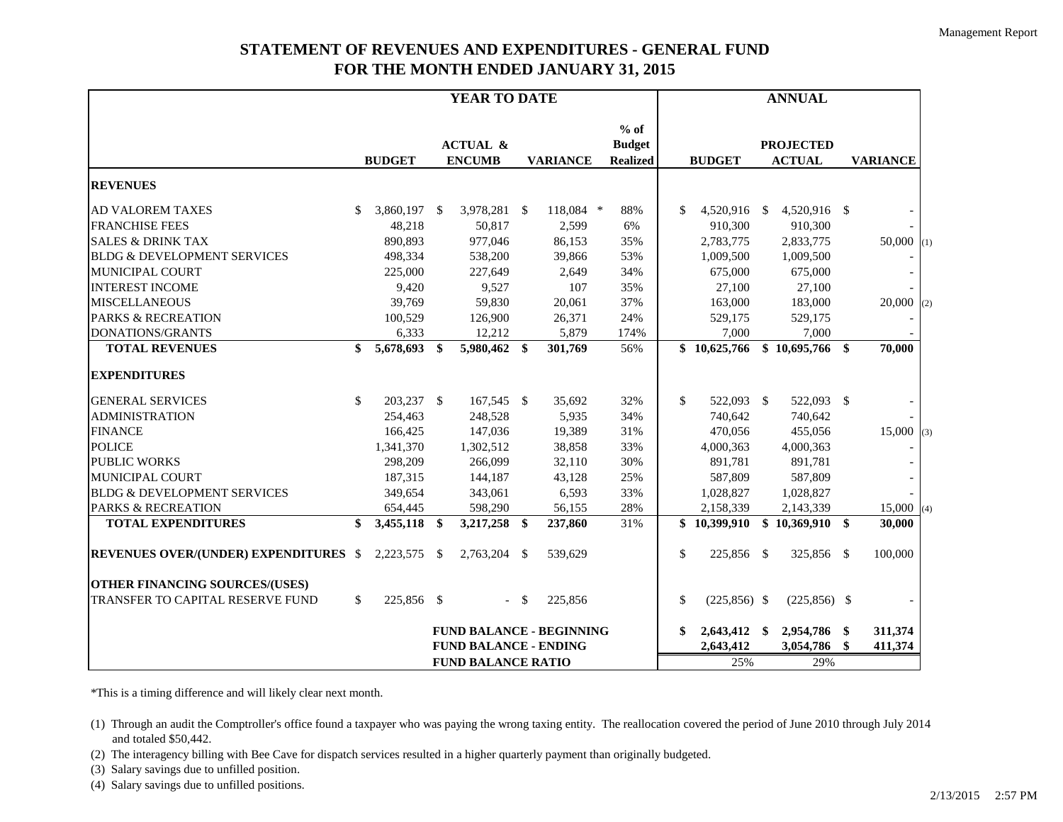# STATEMENT OF REVENUES AND EXPENDITURES - GENERAL FUND
## FOR THE MONTH ENDED JANUARY 31, 2015

| | YEAR TO DATE | | | | ANNUAL | | | |
|---|---|---|---|---|---|---|---|---|
| | BUDGET | ACTUAL & ENCUMB | VARIANCE | % of Budget Realized | BUDGET | PROJECTED ACTUAL | VARIANCE | |
| **REVENUES** | | | | | | | | |
| AD VALOREM TAXES | $ 3,860,197 | $ 3,978,281 | $ 118,084 * | 88% | $ 4,520,916 | $ 4,520,916 | $ - | |
| FRANCHISE FEES | 48,218 | 50,817 | 2,599 | 6% | 910,300 | 910,300 | - | |
| SALES & DRINK TAX | 890,893 | 977,046 | 86,153 | 35% | 2,783,775 | 2,833,775 | 50,000 | (1) |
| BLDG & DEVELOPMENT SERVICES | 498,334 | 538,200 | 39,866 | 53% | 1,009,500 | 1,009,500 | - | |
| MUNICIPAL COURT | 225,000 | 227,649 | 2,649 | 34% | 675,000 | 675,000 | - | |
| INTEREST INCOME | 9,420 | 9,527 | 107 | 35% | 27,100 | 27,100 | - | |
| MISCELLANEOUS | 39,769 | 59,830 | 20,061 | 37% | 163,000 | 183,000 | 20,000 | (2) |
| PARKS & RECREATION | 100,529 | 126,900 | 26,371 | 24% | 529,175 | 529,175 | - | |
| DONATIONS/GRANTS | 6,333 | 12,212 | 5,879 | 174% | 7,000 | 7,000 | - | |
| **TOTAL REVENUES** | **$ 5,678,693** | **$ 5,980,462** | **$ 301,769** | 56% | **$ 10,625,766** | **$ 10,695,766** | **$ 70,000** | |
| **EXPENDITURES** | | | | | | | | |
| GENERAL SERVICES | $ 203,237 | $ 167,545 | $ 35,692 | 32% | $ 522,093 | $ 522,093 | $ - | |
| ADMINISTRATION | 254,463 | 248,528 | 5,935 | 34% | 740,642 | 740,642 | - | |
| FINANCE | 166,425 | 147,036 | 19,389 | 31% | 470,056 | 455,056 | 15,000 | (3) |
| POLICE | 1,341,370 | 1,302,512 | 38,858 | 33% | 4,000,363 | 4,000,363 | - | |
| PUBLIC WORKS | 298,209 | 266,099 | 32,110 | 30% | 891,781 | 891,781 | - | |
| MUNICIPAL COURT | 187,315 | 144,187 | 43,128 | 25% | 587,809 | 587,809 | - | |
| BLDG & DEVELOPMENT SERVICES | 349,654 | 343,061 | 6,593 | 33% | 1,028,827 | 1,028,827 | - | |
| PARKS & RECREATION | 654,445 | 598,290 | 56,155 | 28% | 2,158,339 | 2,143,339 | 15,000 | (4) |
| **TOTAL EXPENDITURES** | **$ 3,455,118** | **$ 3,217,258** | **$ 237,860** | 31% | **$ 10,399,910** | **$ 10,369,910** | **$ 30,000** | |
| **REVENUES OVER/(UNDER) EXPENDITURES** | $ 2,223,575 | $ 2,763,204 | $ 539,629 | | $ 225,856 | $ 325,856 | $ 100,000 | |
| **OTHER FINANCING SOURCES/(USES)** | | | | | | | | |
| TRANSFER TO CAPITAL RESERVE FUND | $ 225,856 | $ - | $ 225,856 | | $ (225,856) | $ (225,856) | $ - | |
| | | **FUND BALANCE - BEGINNING** | | | **$ 2,643,412** | **$ 2,954,786** | **$ 311,374** | |
| | | **FUND BALANCE - ENDING** | | | **2,643,412** | **3,054,786** | **$ 411,374** | |
| | | **FUND BALANCE RATIO** | | | 25% | 29% | | |

*This is a timing difference and will likely clear next month.

(1) Through an audit the Comptroller's office found a taxpayer who was paying the wrong taxing entity. The reallocation covered the period of June 2010 through July 2014 and totaled $50,442.

(2) The interagency billing with Bee Cave for dispatch services resulted in a higher quarterly payment than originally budgeted.

(3) Salary savings due to unfilled position.

(4) Salary savings due to unfilled positions.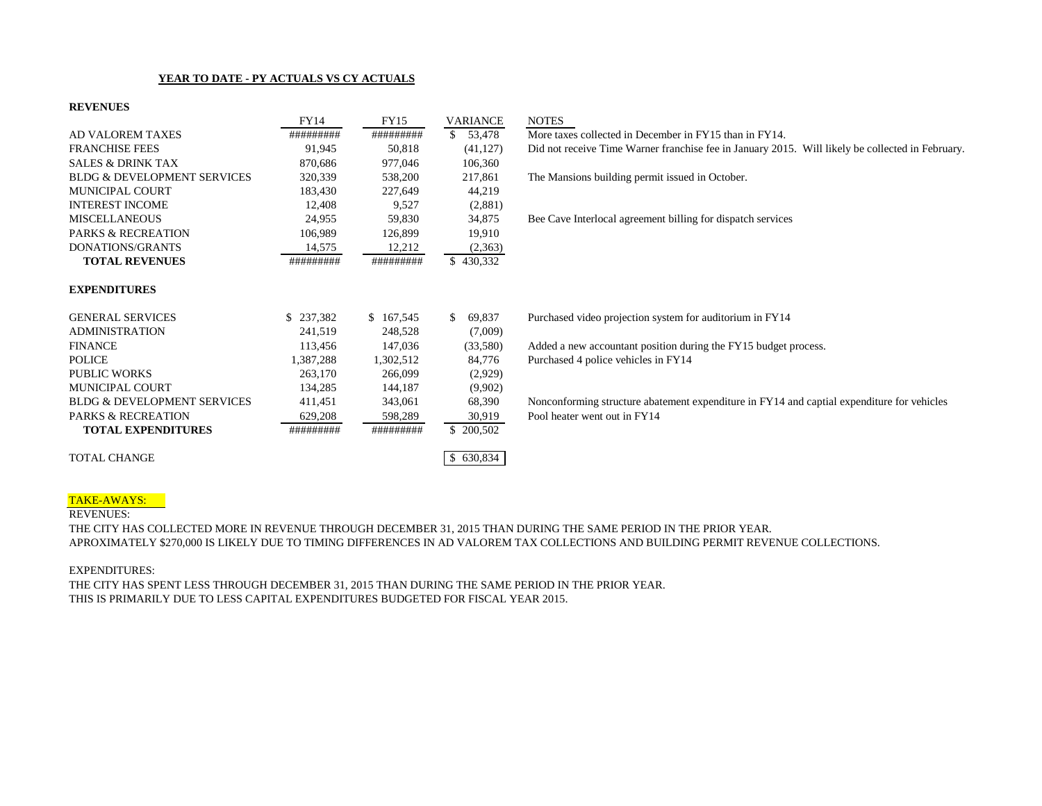**YEAR TO DATE - PY ACTUALS VS CY ACTUALS**

**REVENUES**

| | FY14 | FY15 | VARIANCE | NOTES |
|---|---|---|---|---|
| AD VALOREM TAXES | ######### | ######### | $ 53,478 | More taxes collected in December in FY15 than in FY14. |
| FRANCHISE FEES | 91,945 | 50,818 | (41,127) | Did not receive Time Warner franchise fee in January 2015. Will likely be collected in February. |
| SALES & DRINK TAX | 870,686 | 977,046 | 106,360 | |
| BLDG & DEVELOPMENT SERVICES | 320,339 | 538,200 | 217,861 | The Mansions building permit issued in October. |
| MUNICIPAL COURT | 183,430 | 227,649 | 44,219 | |
| INTEREST INCOME | 12,408 | 9,527 | (2,881) | |
| MISCELLANEOUS | 24,955 | 59,830 | 34,875 | Bee Cave Interlocal agreement billing for dispatch services |
| PARKS & RECREATION | 106,989 | 126,899 | 19,910 | |
| DONATIONS/GRANTS | 14,575 | 12,212 | (2,363) | |
| **TOTAL REVENUES** | ######### | ######### | $ 430,332 | |

**EXPENDITURES**

| | FY14 | FY15 | VARIANCE | NOTES |
|---|---|---|---|---|
| GENERAL SERVICES | $ 237,382 | $ 167,545 | $ 69,837 | Purchased video projection system for auditorium in FY14 |
| ADMINISTRATION | 241,519 | 248,528 | (7,009) | |
| FINANCE | 113,456 | 147,036 | (33,580) | Added a new accountant position during the FY15 budget process. |
| POLICE | 1,387,288 | 1,302,512 | 84,776 | Purchased 4 police vehicles in FY14 |
| PUBLIC WORKS | 263,170 | 266,099 | (2,929) | |
| MUNICIPAL COURT | 134,285 | 144,187 | (9,902) | |
| BLDG & DEVELOPMENT SERVICES | 411,451 | 343,061 | 68,390 | Nonconforming structure abatement expenditure in FY14 and captial expenditure for vehicles |
| PARKS & RECREATION | 629,208 | 598,289 | 30,919 | Pool heater went out in FY14 |
| **TOTAL EXPENDITURES** | ######### | ######### | $ 200,502 | |
| | | | | |
| TOTAL CHANGE | | | $ 630,834 | |

TAKE-AWAYS:

REVENUES:

THE CITY HAS COLLECTED MORE IN REVENUE THROUGH DECEMBER 31, 2015 THAN DURING THE SAME PERIOD IN THE PRIOR YEAR.
APROXIMATELY $270,000 IS LIKELY DUE TO TIMING DIFFERENCES IN AD VALOREM TAX COLLECTIONS AND BUILDING PERMIT REVENUE COLLECTIONS.

EXPENDITURES:

THE CITY HAS SPENT LESS THROUGH DECEMBER 31, 2015 THAN DURING THE SAME PERIOD IN THE PRIOR YEAR.
THIS IS PRIMARILY DUE TO LESS CAPITAL EXPENDITURES BUDGETED FOR FISCAL YEAR 2015.